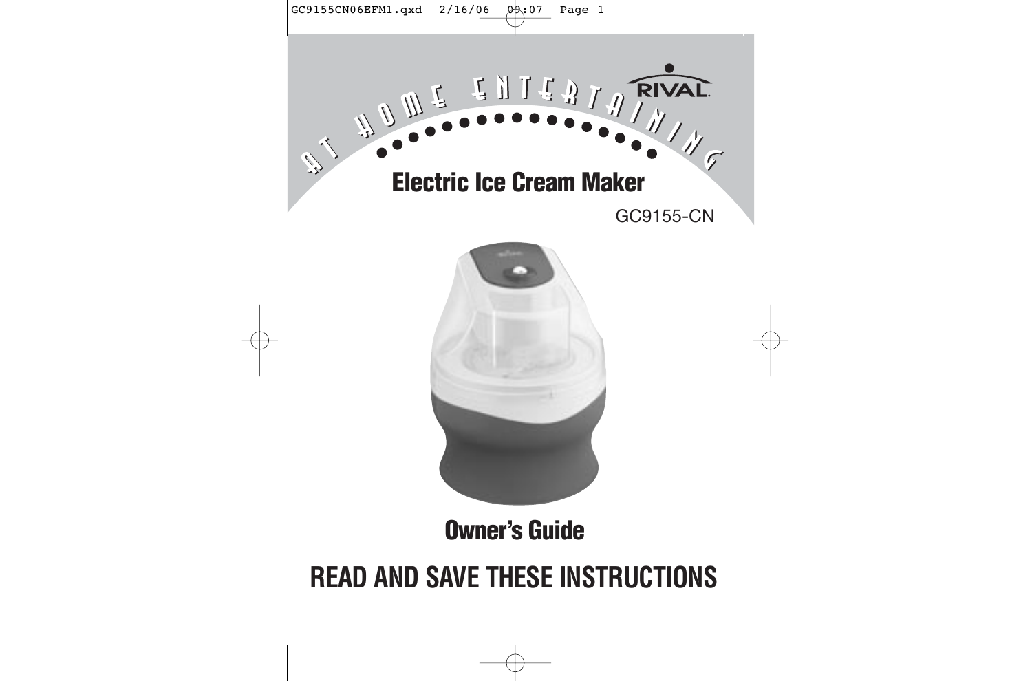AT HOME ENTERTAINING

RIVAL

# Electric Ice Cream Maker

GC9155-CN

## Owner's Guide

# READ AND SAVE THESE INSTRUCTIONS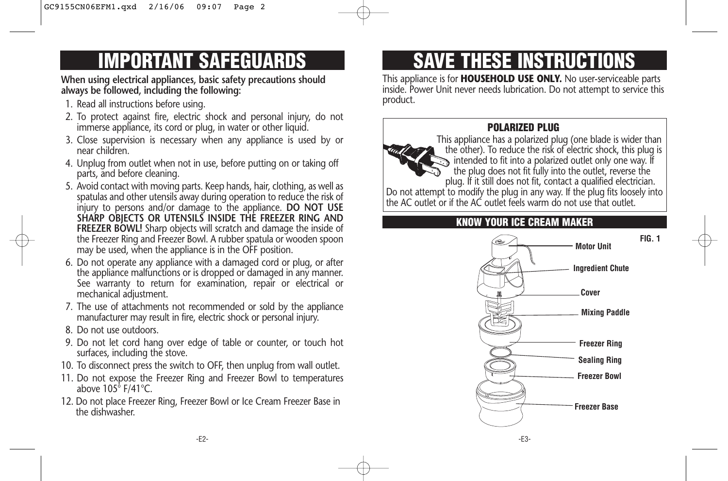# IMPORTANT SAFEGUARDS

**When using electrical appliances, basic safety precautions should always be followed, including the following:**

1. Read all instructions before using.
2. To protect against fire, electric shock and personal injury, do not immerse appliance, its cord or plug, in water or other liquid.
3. Close supervision is necessary when any appliance is used by or near children.
4. Unplug from outlet when not in use, before putting on or taking off parts, and before cleaning.
5. Avoid contact with moving parts. Keep hands, hair, clothing, as well as spatulas and other utensils away during operation to reduce the risk of injury to persons and/or damage to the appliance. **DO NOT USE SHARP OBJECTS OR UTENSILS INSIDE THE FREEZER RING AND FREEZER BOWL!** Sharp objects will scratch and damage the inside of the Freezer Ring and Freezer Bowl. A rubber spatula or wooden spoon may be used, when the appliance is in the OFF position.
6. Do not operate any appliance with a damaged cord or plug, or after the appliance malfunctions or is dropped or damaged in any manner. See warranty to return for examination, repair or electrical or mechanical adjustment.
7. The use of attachments not recommended or sold by the appliance manufacturer may result in fire, electric shock or personal injury.
8. Do not use outdoors.
9. Do not let cord hang over edge of table or counter, or touch hot surfaces, including the stove.
10. To disconnect press the switch to OFF, then unplug from wall outlet.
11. Do not expose the Freezer Ring and Freezer Bowl to temperatures above 105° F/41°C.
12. Do not place Freezer Ring, Freezer Bowl or Ice Cream Freezer Base in the dishwasher.

# SAVE THESE INSTRUCTIONS

This appliance is for **HOUSEHOLD USE ONLY.** No user-serviceable parts inside. Power Unit never needs lubrication. Do not attempt to service this product.

### POLARIZED PLUG

This appliance has a polarized plug (one blade is wider than the other). To reduce the risk of electric shock, this plug is intended to fit into a polarized outlet only one way. If the plug does not fit fully into the outlet, reverse the plug. If it still does not fit, contact a qualified electrician. Do not attempt to modify the plug in any way. If the plug fits loosely into the AC outlet or if the AC outlet feels warm do not use that outlet.

### KNOW YOUR ICE CREAM MAKER

FIG. 1

- Motor Unit
- Ingredient Chute
- Cover
- Mixing Paddle
- Freezer Ring
- Sealing Ring
- Freezer Bowl
- Freezer Base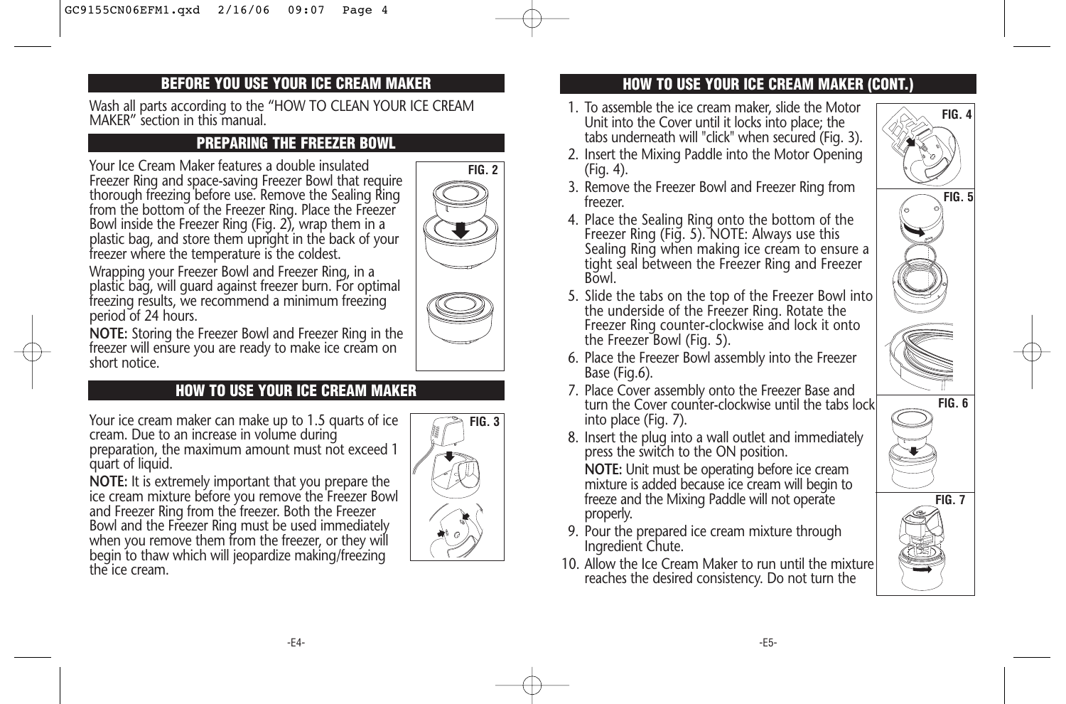## BEFORE YOU USE YOUR ICE CREAM MAKER

Wash all parts according to the "HOW TO CLEAN YOUR ICE CREAM MAKER" section in this manual.

## PREPARING THE FREEZER BOWL

Your Ice Cream Maker features a double insulated Freezer Ring and space-saving Freezer Bowl that require thorough freezing before use. Remove the Sealing Ring from the bottom of the Freezer Ring. Place the Freezer Bowl inside the Freezer Ring (Fig. 2), wrap them in a plastic bag, and store them upright in the back of your freezer where the temperature is the coldest.

Wrapping your Freezer Bowl and Freezer Ring, in a plastic bag, will guard against freezer burn. For optimal freezing results, we recommend a minimum freezing period of 24 hours.

**NOTE:** Storing the Freezer Bowl and Freezer Ring in the freezer will ensure you are ready to make ice cream on short notice.

FIG. 2

## HOW TO USE YOUR ICE CREAM MAKER

Your ice cream maker can make up to 1.5 quarts of ice cream. Due to an increase in volume during preparation, the maximum amount must not exceed 1 quart of liquid.

**NOTE:** It is extremely important that you prepare the ice cream mixture before you remove the Freezer Bowl and Freezer Ring from the freezer. Both the Freezer Bowl and the Freezer Ring must be used immediately when you remove them from the freezer, or they will begin to thaw which will jeopardize making/freezing the ice cream.

FIG. 3

## HOW TO USE YOUR ICE CREAM MAKER (CONT.)

1. To assemble the ice cream maker, slide the Motor Unit into the Cover until it locks into place; the tabs underneath will "click" when secured (Fig. 3).
2. Insert the Mixing Paddle into the Motor Opening (Fig. 4).
3. Remove the Freezer Bowl and Freezer Ring from freezer.
4. Place the Sealing Ring onto the bottom of the Freezer Ring (Fig. 5). NOTE: Always use this Sealing Ring when making ice cream to ensure a tight seal between the Freezer Ring and Freezer Bowl.
5. Slide the tabs on the top of the Freezer Bowl into the underside of the Freezer Ring. Rotate the Freezer Ring counter-clockwise and lock it onto the Freezer Bowl (Fig. 5).
6. Place the Freezer Bowl assembly into the Freezer Base (Fig.6).
7. Place Cover assembly onto the Freezer Base and turn the Cover counter-clockwise until the tabs lock into place (Fig. 7).
8. Insert the plug into a wall outlet and immediately press the switch to the ON position.

   **NOTE:** Unit must be operating before ice cream mixture is added because ice cream will begin to freeze and the Mixing Paddle will not operate properly.
9. Pour the prepared ice cream mixture through Ingredient Chute.
10. Allow the Ice Cream Maker to run until the mixture reaches the desired consistency. Do not turn the

FIG. 4

FIG. 5

FIG. 6

FIG. 7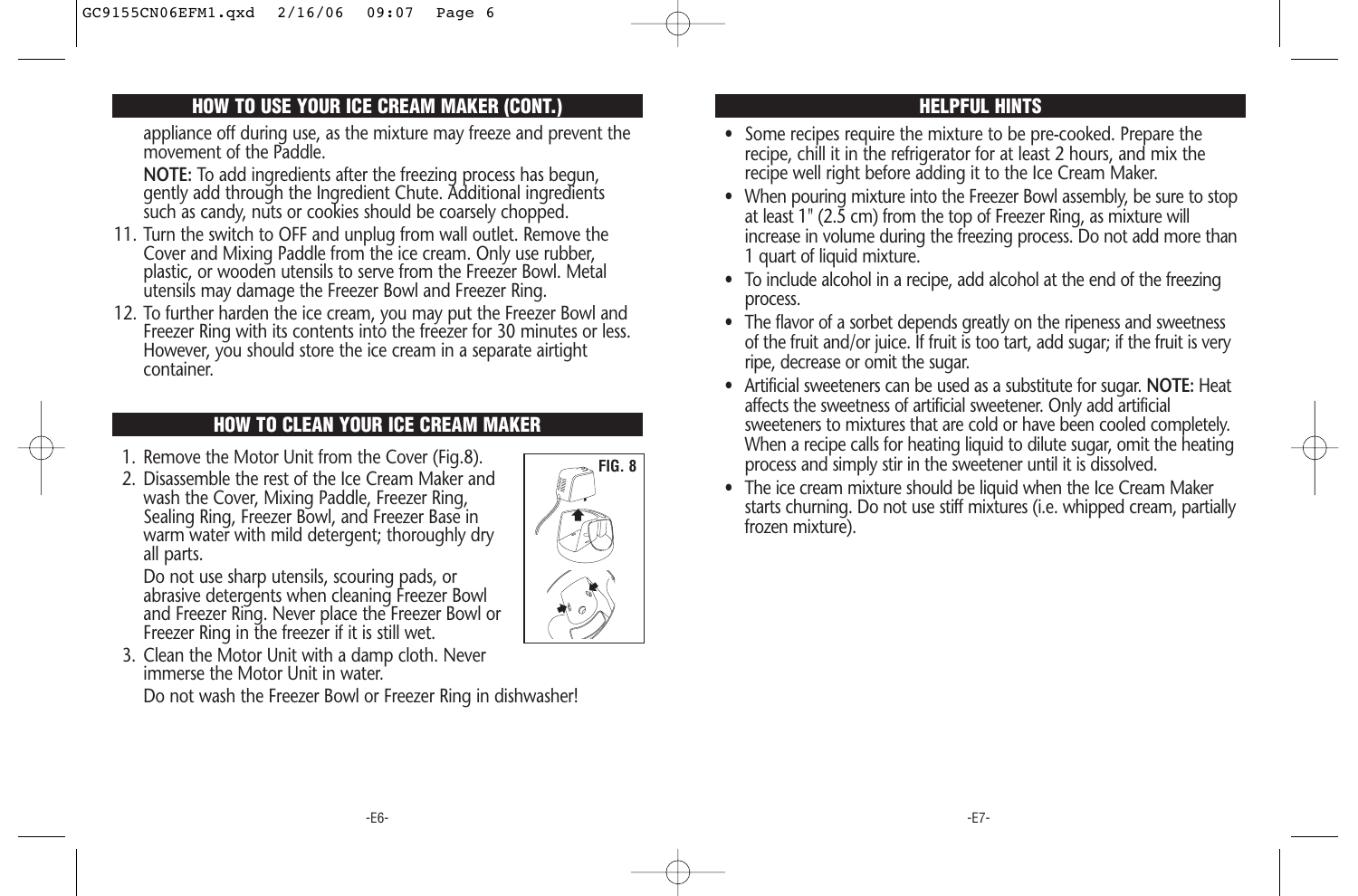## HOW TO USE YOUR ICE CREAM MAKER (CONT.)

appliance off during use, as the mixture may freeze and prevent the movement of the Paddle.

**NOTE:** To add ingredients after the freezing process has begun, gently add through the Ingredient Chute. Additional ingredients such as candy, nuts or cookies should be coarsely chopped.

11. Turn the switch to OFF and unplug from wall outlet. Remove the Cover and Mixing Paddle from the ice cream. Only use rubber, plastic, or wooden utensils to serve from the Freezer Bowl. Metal utensils may damage the Freezer Bowl and Freezer Ring.
12. To further harden the ice cream, you may put the Freezer Bowl and Freezer Ring with its contents into the freezer for 30 minutes or less. However, you should store the ice cream in a separate airtight container.

## HOW TO CLEAN YOUR ICE CREAM MAKER

1. Remove the Motor Unit from the Cover (Fig.8).
2. Disassemble the rest of the Ice Cream Maker and wash the Cover, Mixing Paddle, Freezer Ring, Sealing Ring, Freezer Bowl, and Freezer Base in warm water with mild detergent; thoroughly dry all parts.

   Do not use sharp utensils, scouring pads, or abrasive detergents when cleaning Freezer Bowl and Freezer Ring. Never place the Freezer Bowl or Freezer Ring in the freezer if it is still wet.
3. Clean the Motor Unit with a damp cloth. Never immerse the Motor Unit in water.

   Do not wash the Freezer Bowl or Freezer Ring in dishwasher!

FIG. 8

## HELPFUL HINTS

- Some recipes require the mixture to be pre-cooked. Prepare the recipe, chill it in the refrigerator for at least 2 hours, and mix the recipe well right before adding it to the Ice Cream Maker.
- When pouring mixture into the Freezer Bowl assembly, be sure to stop at least 1" (2.5 cm) from the top of Freezer Ring, as mixture will increase in volume during the freezing process. Do not add more than 1 quart of liquid mixture.
- To include alcohol in a recipe, add alcohol at the end of the freezing process.
- The flavor of a sorbet depends greatly on the ripeness and sweetness of the fruit and/or juice. If fruit is too tart, add sugar; if the fruit is very ripe, decrease or omit the sugar.
- Artificial sweeteners can be used as a substitute for sugar. **NOTE:** Heat affects the sweetness of artificial sweetener. Only add artificial sweeteners to mixtures that are cold or have been cooled completely. When a recipe calls for heating liquid to dilute sugar, omit the heating process and simply stir in the sweetener until it is dissolved.
- The ice cream mixture should be liquid when the Ice Cream Maker starts churning. Do not use stiff mixtures (i.e. whipped cream, partially frozen mixture).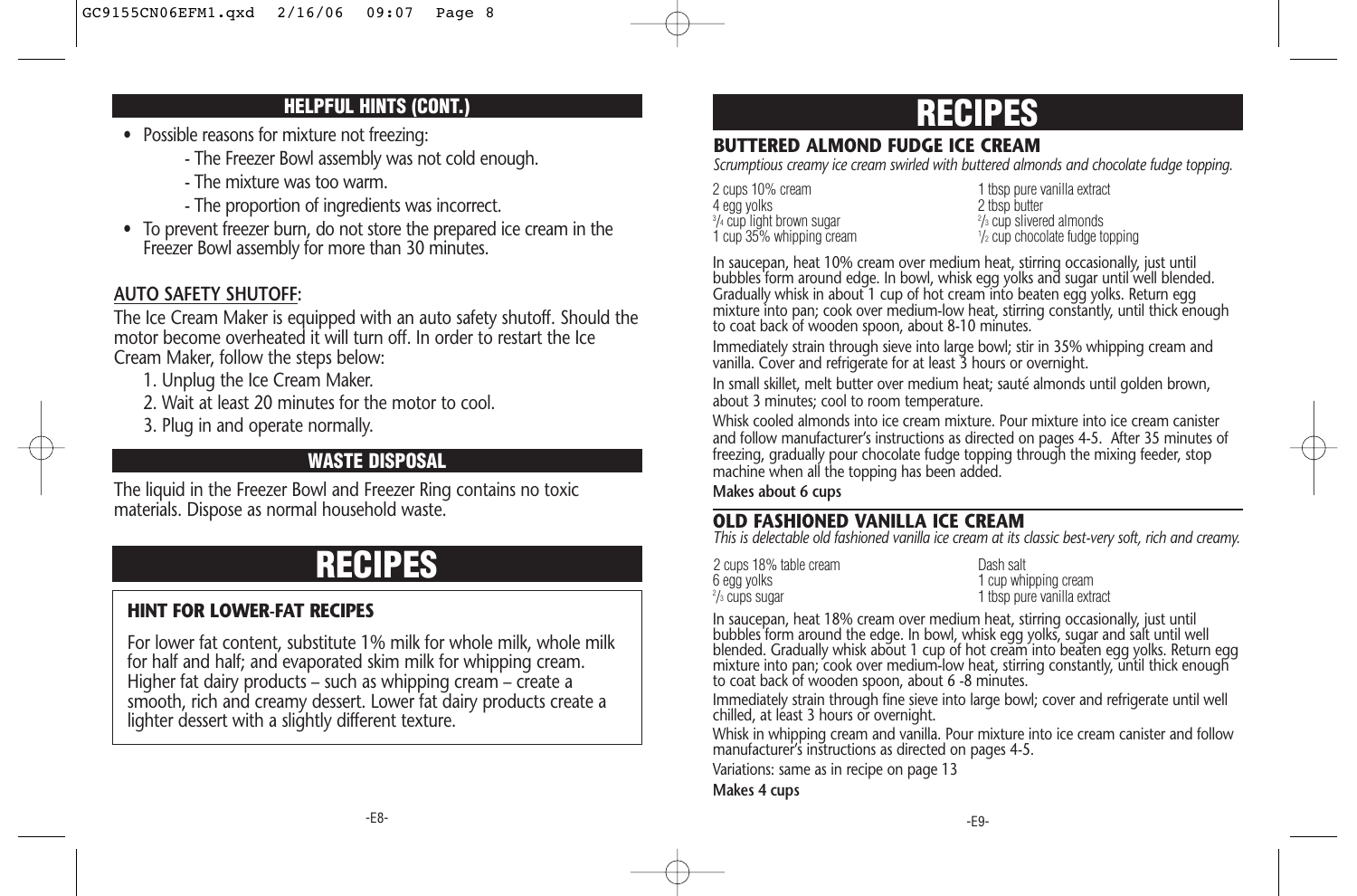## HELPFUL HINTS (CONT.)

- Possible reasons for mixture not freezing:
  - The Freezer Bowl assembly was not cold enough.
  - The mixture was too warm.
  - The proportion of ingredients was incorrect.
- To prevent freezer burn, do not store the prepared ice cream in the Freezer Bowl assembly for more than 30 minutes.

**AUTO SAFETY SHUTOFF:**

The Ice Cream Maker is equipped with an auto safety shutoff. Should the motor become overheated it will turn off. In order to restart the Ice Cream Maker, follow the steps below:

1. Unplug the Ice Cream Maker.
2. Wait at least 20 minutes for the motor to cool.
3. Plug in and operate normally.

## WASTE DISPOSAL

The liquid in the Freezer Bowl and Freezer Ring contains no toxic materials. Dispose as normal household waste.

# RECIPES

### HINT FOR LOWER-FAT RECIPES

For lower fat content, substitute 1% milk for whole milk, whole milk for half and half; and evaporated skim milk for whipping cream. Higher fat dairy products – such as whipping cream – create a smooth, rich and creamy dessert. Lower fat dairy products create a lighter dessert with a slightly different texture.

# RECIPES

### BUTTERED ALMOND FUDGE ICE CREAM

*Scrumptious creamy ice cream swirled with buttered almonds and chocolate fudge topping.*

2 cups 10% cream
4 egg yolks
3/4 cup light brown sugar
1 cup 35% whipping cream
1 tbsp pure vanilla extract
2 tbsp butter
2/3 cup slivered almonds
1/2 cup chocolate fudge topping

In saucepan, heat 10% cream over medium heat, stirring occasionally, just until bubbles form around edge. In bowl, whisk egg yolks and sugar until well blended. Gradually whisk in about 1 cup of hot cream into beaten egg yolks. Return egg mixture into pan; cook over medium-low heat, stirring constantly, until thick enough to coat back of wooden spoon, about 8-10 minutes.

Immediately strain through sieve into large bowl; stir in 35% whipping cream and vanilla. Cover and refrigerate for at least 3 hours or overnight.

In small skillet, melt butter over medium heat; sauté almonds until golden brown, about 3 minutes; cool to room temperature.

Whisk cooled almonds into ice cream mixture. Pour mixture into ice cream canister and follow manufacturer's instructions as directed on pages 4-5. After 35 minutes of freezing, gradually pour chocolate fudge topping through the mixing feeder, stop machine when all the topping has been added.

**Makes about 6 cups**

### OLD FASHIONED VANILLA ICE CREAM

*This is delectable old fashioned vanilla ice cream at its classic best-very soft, rich and creamy.*

2 cups 18% table cream
6 egg yolks
2/3 cups sugar
Dash salt
1 cup whipping cream
1 tbsp pure vanilla extract

In saucepan, heat 18% cream over medium heat, stirring occasionally, just until bubbles form around the edge. In bowl, whisk egg yolks, sugar and salt until well blended. Gradually whisk about 1 cup of hot cream into beaten egg yolks. Return egg mixture into pan; cook over medium-low heat, stirring constantly, until thick enough to coat back of wooden spoon, about 6 -8 minutes.

Immediately strain through fine sieve into large bowl; cover and refrigerate until well chilled, at least 3 hours or overnight.

Whisk in whipping cream and vanilla. Pour mixture into ice cream canister and follow manufacturer's instructions as directed on pages 4-5.

Variations: same as in recipe on page 13

**Makes 4 cups**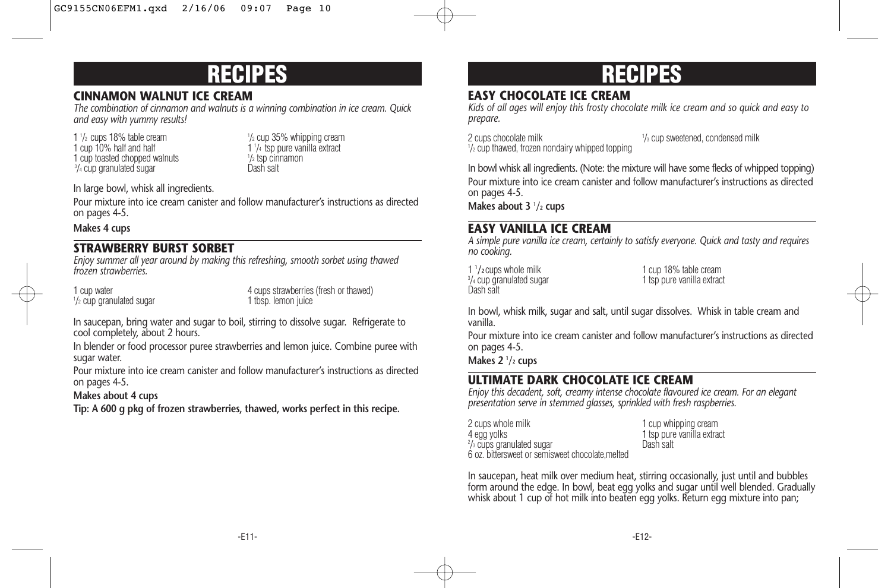# RECIPES

## CINNAMON WALNUT ICE CREAM

*The combination of cinnamon and walnuts is a winning combination in ice cream. Quick and easy with yummy results!*

1 1/2 cups 18% table cream
1 cup 10% half and half
1 cup toasted chopped walnuts
3/4 cup granulated sugar
1/2 cup 35% whipping cream
1 1/4 tsp pure vanilla extract
1/2 tsp cinnamon
Dash salt

In large bowl, whisk all ingredients.

Pour mixture into ice cream canister and follow manufacturer's instructions as directed on pages 4-5.

**Makes 4 cups**

## STRAWBERRY BURST SORBET

*Enjoy summer all year around by making this refreshing, smooth sorbet using thawed frozen strawberries.*

1 cup water
1/2 cup granulated sugar
4 cups strawberries (fresh or thawed)
1 tbsp. lemon juice

In saucepan, bring water and sugar to boil, stirring to dissolve sugar. Refrigerate to cool completely, about 2 hours.

In blender or food processor puree strawberries and lemon juice. Combine puree with sugar water.

Pour mixture into ice cream canister and follow manufacturer's instructions as directed on pages 4-5.

**Makes about 4 cups**

**Tip: A 600 g pkg of frozen strawberries, thawed, works perfect in this recipe.**

# RECIPES

## EASY CHOCOLATE ICE CREAM

*Kids of all ages will enjoy this frosty chocolate milk ice cream and so quick and easy to prepare.*

2 cups chocolate milk
1/2 cup thawed, frozen nondairy whipped topping
1/3 cup sweetened, condensed milk

In bowl whisk all ingredients. (Note: the mixture will have some flecks of whipped topping)

Pour mixture into ice cream canister and follow manufacturer's instructions as directed on pages 4-5.

**Makes about 3 1/2 cups**

## EASY VANILLA ICE CREAM

*A simple pure vanilla ice cream, certainly to satisfy everyone. Quick and tasty and requires no cooking.*

1 1/2 cups whole milk
3/4 cup granulated sugar
Dash salt
1 cup 18% table cream
1 tsp pure vanilla extract

In bowl, whisk milk, sugar and salt, until sugar dissolves. Whisk in table cream and vanilla.

Pour mixture into ice cream canister and follow manufacturer's instructions as directed on pages 4-5.

**Makes 2 1/2 cups**

## ULTIMATE DARK CHOCOLATE ICE CREAM

*Enjoy this decadent, soft, creamy intense chocolate flavoured ice cream. For an elegant presentation serve in stemmed glasses, sprinkled with fresh raspberries.*

2 cups whole milk
4 egg yolks
2/3 cups granulated sugar
6 oz. bittersweet or semisweet chocolate,melted
1 cup whipping cream
1 tsp pure vanilla extract
Dash salt

In saucepan, heat milk over medium heat, stirring occasionally, just until and bubbles form around the edge. In bowl, beat egg yolks and sugar until well blended. Gradually whisk about 1 cup of hot milk into beaten egg yolks. Return egg mixture into pan;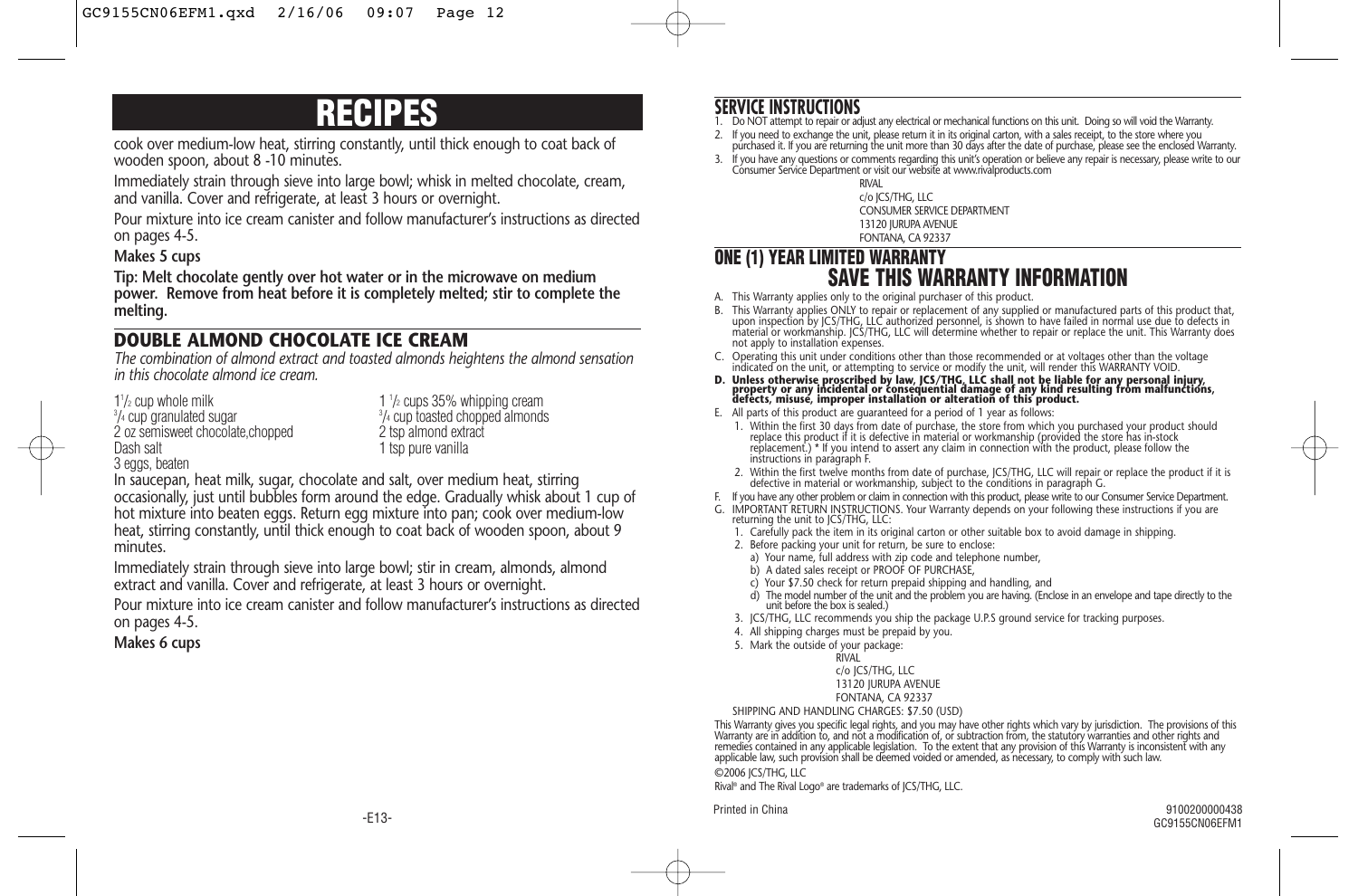# RECIPES

cook over medium-low heat, stirring constantly, until thick enough to coat back of wooden spoon, about 8 -10 minutes.

Immediately strain through sieve into large bowl; whisk in melted chocolate, cream, and vanilla. Cover and refrigerate, at least 3 hours or overnight.

Pour mixture into ice cream canister and follow manufacturer's instructions as directed on pages 4-5.

**Makes 5 cups**

**Tip: Melt chocolate gently over hot water or in the microwave on medium power. Remove from heat before it is completely melted; stir to complete the melting.**

## DOUBLE ALMOND CHOCOLATE ICE CREAM

*The combination of almond extract and toasted almonds heightens the almond sensation in this chocolate almond ice cream.*

- 1 1/2 cup whole milk
- 3/4 cup granulated sugar
- 2 oz semisweet chocolate,chopped
- Dash salt
- 3 eggs, beaten
- 1 1/2 cups 35% whipping cream
- 3/4 cup toasted chopped almonds
- 2 tsp almond extract
- 1 tsp pure vanilla

In saucepan, heat milk, sugar, chocolate and salt, over medium heat, stirring occasionally, just until bubbles form around the edge. Gradually whisk about 1 cup of hot mixture into beaten eggs. Return egg mixture into pan; cook over medium-low heat, stirring constantly, until thick enough to coat back of wooden spoon, about 9 minutes.

Immediately strain through sieve into large bowl; stir in cream, almonds, almond extract and vanilla. Cover and refrigerate, at least 3 hours or overnight.

Pour mixture into ice cream canister and follow manufacturer's instructions as directed on pages 4-5.

**Makes 6 cups**

## SERVICE INSTRUCTIONS

1. Do NOT attempt to repair or adjust any electrical or mechanical functions on this unit. Doing so will void the Warranty.
2. If you need to exchange the unit, please return it in its original carton, with a sales receipt, to the store where you purchased it. If you are returning the unit more than 30 days after the date of purchase, please see the enclosed Warranty.
3. If you have any questions or comments regarding this unit's operation or believe any repair is necessary, please write to our Consumer Service Department or visit our website at www.rivalproducts.com

RIVAL
c/o JCS/THG, LLC
CONSUMER SERVICE DEPARTMENT
13120 JURUPA AVENUE
FONTANA, CA 92337

## ONE (1) YEAR LIMITED WARRANTY

## SAVE THIS WARRANTY INFORMATION

A. This Warranty applies only to the original purchaser of this product.

B. This Warranty applies ONLY to repair or replacement of any supplied or manufactured parts of this product that, upon inspection by JCS/THG, LLC authorized personnel, is shown to have failed in normal use due to defects in material or workmanship. JCS/THG, LLC will determine whether to repair or replace the unit. This Warranty does not apply to installation expenses.

C. Operating this unit under conditions other than those recommended or at voltages other than the voltage indicated on the unit, or attempting to service or modify the unit, will render this WARRANTY VOID.

**D. Unless otherwise proscribed by law, JCS/THG, LLC shall not be liable for any personal injury, property or any incidental or consequential damage of any kind resulting from malfunctions, defects, misuse, improper installation or alteration of this product.**

E. All parts of this product are guaranteed for a period of 1 year as follows:
   1. Within the first 30 days from date of purchase, the store from which you purchased your product should replace this product if it is defective in material or workmanship (provided the store has in-stock replacement.) * If you intend to assert any claim in connection with the product, please follow the instructions in paragraph F.
   2. Within the first twelve months from date of purchase, JCS/THG, LLC will repair or replace the product if it is defective in material or workmanship, subject to the conditions in paragraph G.

F. If you have any other problem or claim in connection with this product, please write to our Consumer Service Department.

G. IMPORTANT RETURN INSTRUCTIONS. Your Warranty depends on your following these instructions if you are returning the unit to JCS/THG, LLC:
   1. Carefully pack the item in its original carton or other suitable box to avoid damage in shipping.
   2. Before packing your unit for return, be sure to enclose:
      a) Your name, full address with zip code and telephone number,
      b) A dated sales receipt or PROOF OF PURCHASE,
      c) Your $7.50 check for return prepaid shipping and handling, and
      d) The model number of the unit and the problem you are having. (Enclose in an envelope and tape directly to the unit before the box is sealed.)
   3. JCS/THG, LLC recommends you ship the package U.P.S ground service for tracking purposes.
   4. All shipping charges must be prepaid by you.
   5. Mark the outside of your package:

      RIVAL
      c/o JCS/THG, LLC
      13120 JURUPA AVENUE
      FONTANA, CA 92337

   SHIPPING AND HANDLING CHARGES: $7.50 (USD)

This Warranty gives you specific legal rights, and you may have other rights which vary by jurisdiction. The provisions of this Warranty are in addition to, and not a modification of, or subtraction from, the statutory warranties and other rights and remedies contained in any applicable legislation. To the extent that any provision of this Warranty is inconsistent with any applicable law, such provision shall be deemed voided or amended, as necessary, to comply with such law.

©2006 JCS/THG, LLC

Rival® and The Rival Logo® are trademarks of JCS/THG, LLC.

Printed in China

9100200000438
GC9155CN06EFM1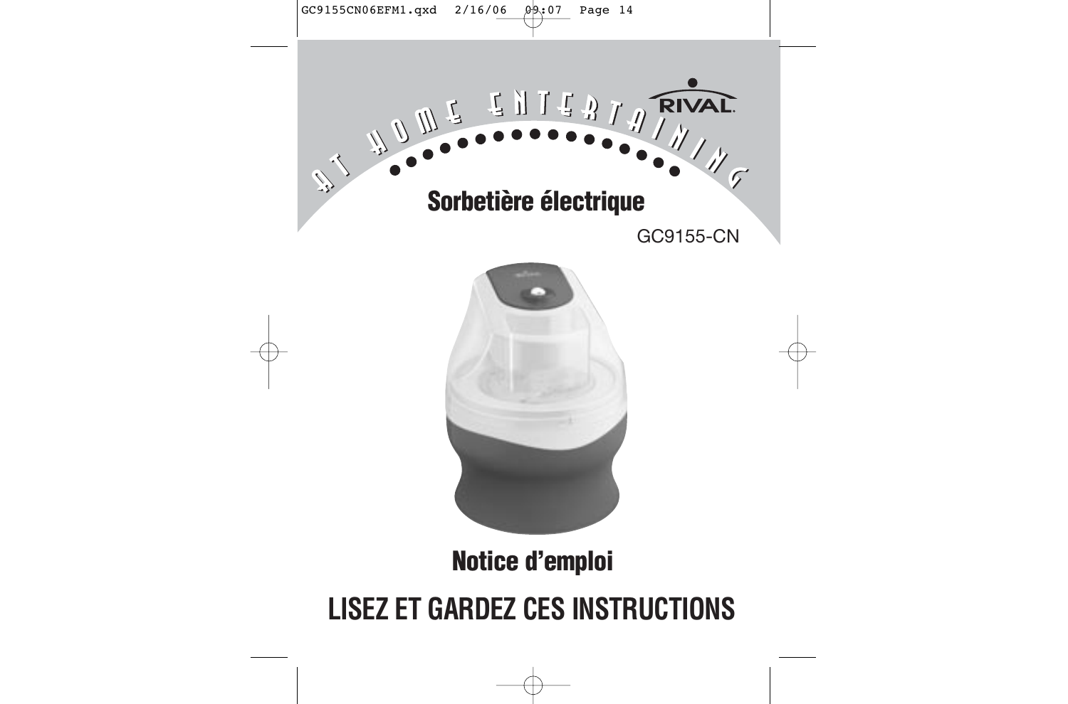AT HOME ENTERTAINING

RIVAL

# Sorbetière électrique

GC9155-CN

## Notice d'emploi

# LISEZ ET GARDEZ CES INSTRUCTIONS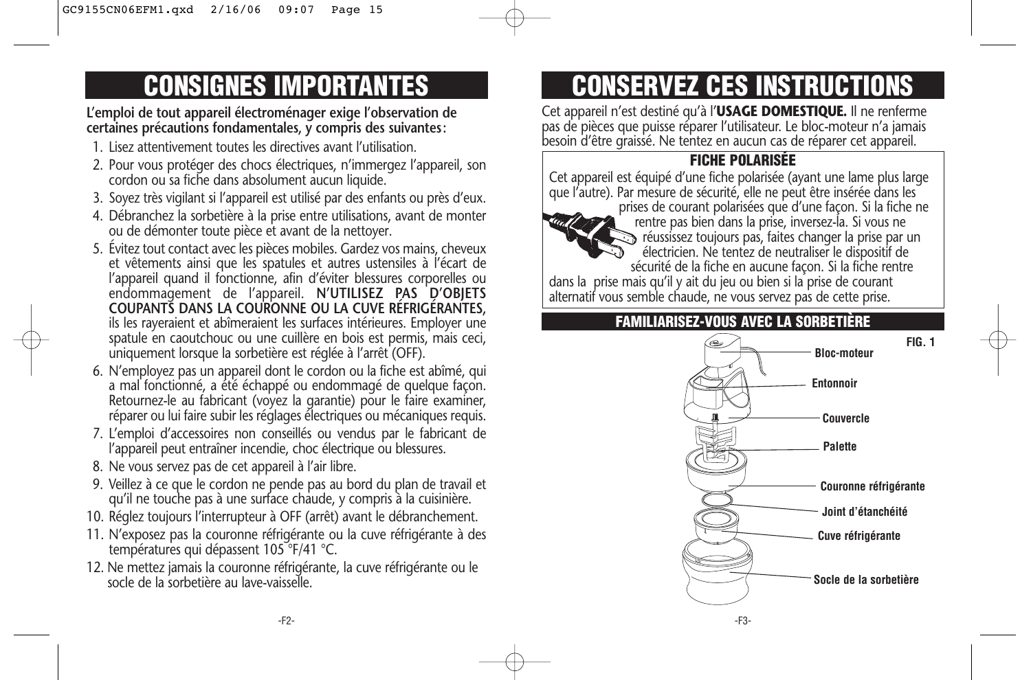# CONSIGNES IMPORTANTES

**L'emploi de tout appareil électroménager exige l'observation de certaines précautions fondamentales, y compris des suivantes :**

1. Lisez attentivement toutes les directives avant l'utilisation.
2. Pour vous protéger des chocs électriques, n'immergez l'appareil, son cordon ou sa fiche dans absolument aucun liquide.
3. Soyez très vigilant si l'appareil est utilisé par des enfants ou près d'eux.
4. Débranchez la sorbetière à la prise entre utilisations, avant de monter ou de démonter toute pièce et avant de la nettoyer.
5. Évitez tout contact avec les pièces mobiles. Gardez vos mains, cheveux et vêtements ainsi que les spatules et autres ustensiles à l'écart de l'appareil quand il fonctionne, afin d'éviter blessures corporelles ou endommagement de l'appareil. **N'UTILISEZ PAS D'OBJETS COUPANTS DANS LA COURONNE OU LA CUVE RÉFRIGÉRANTES**, ils les rayeraient et abîmeraient les surfaces intérieures. Employer une spatule en caoutchouc ou une cuillère en bois est permis, mais ceci, uniquement lorsque la sorbetière est réglée à l'arrêt (OFF).
6. N'employez pas un appareil dont le cordon ou la fiche est abîmé, qui a mal fonctionné, a été échappé ou endommagé de quelque façon. Retournez-le au fabricant (voyez la garantie) pour le faire examiner, réparer ou lui faire subir les réglages électriques ou mécaniques requis.
7. L'emploi d'accessoires non conseillés ou vendus par le fabricant de l'appareil peut entraîner incendie, choc électrique ou blessures.
8. Ne vous servez pas de cet appareil à l'air libre.
9. Veillez à ce que le cordon ne pende pas au bord du plan de travail et qu'il ne touche pas à une surface chaude, y compris à la cuisinière.
10. Réglez toujours l'interrupteur à OFF (arrêt) avant le débranchement.
11. N'exposez pas la couronne réfrigérante ou la cuve réfrigérante à des températures qui dépassent 105 °F/41 °C.
12. Ne mettez jamais la couronne réfrigérante, la cuve réfrigérante ou le socle de la sorbetière au lave-vaisselle.

# CONSERVEZ CES INSTRUCTIONS

Cet appareil n'est destiné qu'à l'**USAGE DOMESTIQUE.** Il ne renferme pas de pièces que puisse réparer l'utilisateur. Le bloc-moteur n'a jamais besoin d'être graissé. Ne tentez en aucun cas de réparer cet appareil.

## FICHE POLARISÉE

Cet appareil est équipé d'une fiche polarisée (ayant une lame plus large que l'autre). Par mesure de sécurité, elle ne peut être insérée dans les prises de courant polarisées que d'une façon. Si la fiche ne rentre pas bien dans la prise, inversez-la. Si vous ne réussissez toujours pas, faites changer la prise par un électricien. Ne tentez de neutraliser le dispositif de sécurité de la fiche en aucune façon. Si la fiche rentre dans la prise mais qu'il y ait du jeu ou bien si la prise de courant alternatif vous semble chaude, ne vous servez pas de cette prise.

## FAMILIARISEZ-VOUS AVEC LA SORBETIÈRE

FIG. 1

- Bloc-moteur
- Entonnoir
- Couvercle
- Palette
- Couronne réfrigérante
- Joint d'étanchéité
- Cuve réfrigérante
- Socle de la sorbetière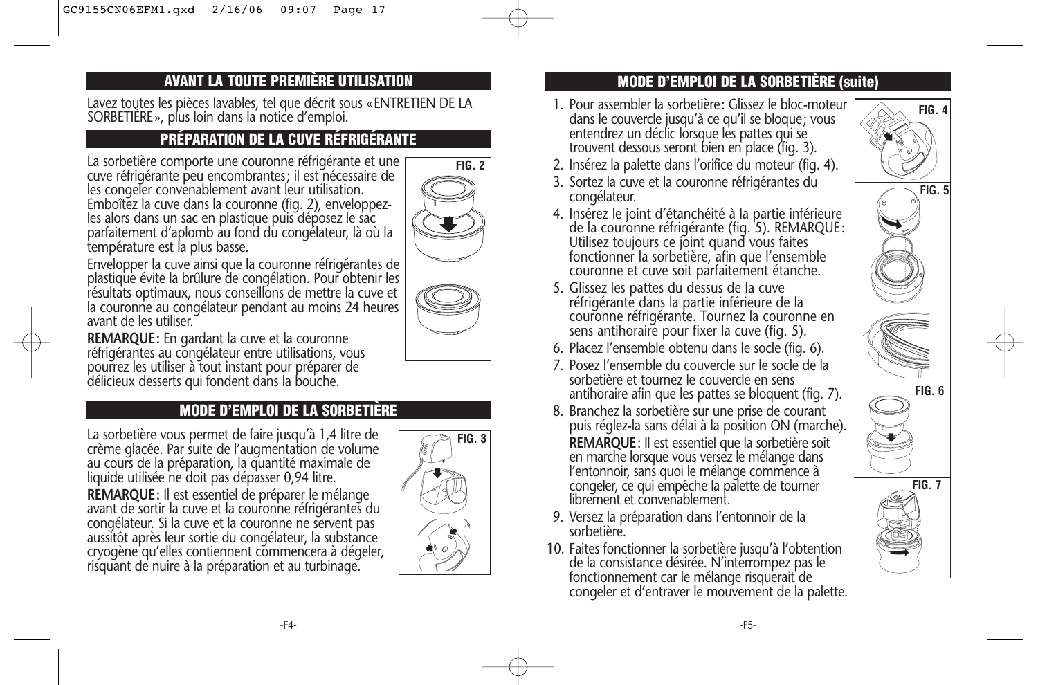## AVANT LA TOUTE PREMIÈRE UTILISATION

Lavez toutes les pièces lavables, tel que décrit sous « ENTRETIEN DE LA SORBETIÈRE », plus loin dans la notice d'emploi.

## PRÉPARATION DE LA CUVE RÉFRIGÉRANTE

La sorbetière comporte une couronne réfrigérante et une cuve réfrigérante peu encombrantes ; il est nécessaire de les congeler convenablement avant leur utilisation. Emboîtez la cuve dans la couronne (fig. 2), enveloppez-les alors dans un sac en plastique puis déposez le sac parfaitement d'aplomb au fond du congélateur, là où la température est la plus basse.

Envelopper la cuve ainsi que la couronne réfrigérantes de plastique évite la brûlure de congélation. Pour obtenir les résultats optimaux, nous conseillons de mettre la cuve et la couronne au congélateur pendant au moins 24 heures avant de les utiliser.

**REMARQUE :** En gardant la cuve et la couronne réfrigérantes au congélateur entre utilisations, vous pourrez les utiliser à tout instant pour préparer de délicieux desserts qui fondent dans la bouche.

FIG. 2

## MODE D'EMPLOI DE LA SORBETIÈRE

La sorbetière vous permet de faire jusqu'à 1,4 litre de crème glacée. Par suite de l'augmentation de volume au cours de la préparation, la quantité maximale de liquide utilisée ne doit pas dépasser 0,94 litre.

**REMARQUE :** Il est essentiel de préparer le mélange avant de sortir la cuve et la couronne réfrigérantes du congélateur. Si la cuve et la couronne ne servent pas aussitôt après leur sortie du congélateur, la substance cryogène qu'elles contiennent commencera à dégeler, risquant de nuire à la préparation et au turbinage.

FIG. 3

## MODE D'EMPLOI DE LA SORBETIÈRE (suite)

1. Pour assembler la sorbetière : Glissez le bloc-moteur dans le couvercle jusqu'à ce qu'il se bloque ; vous entendrez un déclic lorsque les pattes qui se trouvent dessous seront bien en place (fig. 3).
2. Insérez la palette dans l'orifice du moteur (fig. 4).
3. Sortez la cuve et la couronne réfrigérantes du congélateur.
4. Insérez le joint d'étanchéité à la partie inférieure de la couronne réfrigérante (fig. 5). REMARQUE : Utilisez toujours ce joint quand vous faites fonctionner la sorbetière, afin que l'ensemble couronne et cuve soit parfaitement étanche.
5. Glissez les pattes du dessus de la cuve réfrigérante dans la partie inférieure de la couronne réfrigérante. Tournez la couronne en sens antihoraire pour fixer la cuve (fig. 5).
6. Placez l'ensemble obtenu dans le socle (fig. 6).
7. Posez l'ensemble du couvercle sur le socle de la sorbetière et tournez le couvercle en sens antihoraire afin que les pattes se bloquent (fig. 7).
8. Branchez la sorbetière sur une prise de courant puis réglez-la sans délai à la position ON (marche).
   **REMARQUE :** Il est essentiel que la sorbetière soit en marche lorsque vous versez le mélange dans l'entonnoir, sans quoi le mélange commence à congeler, ce qui empêche la palette de tourner librement et convenablement.
9. Versez la préparation dans l'entonnoir de la sorbetière.
10. Faites fonctionner la sorbetière jusqu'à l'obtention de la consistance désirée. N'interrompez pas le fonctionnement car le mélange risquerait de congeler et d'entraver le mouvement de la palette.

FIG. 4

FIG. 5

FIG. 6

FIG. 7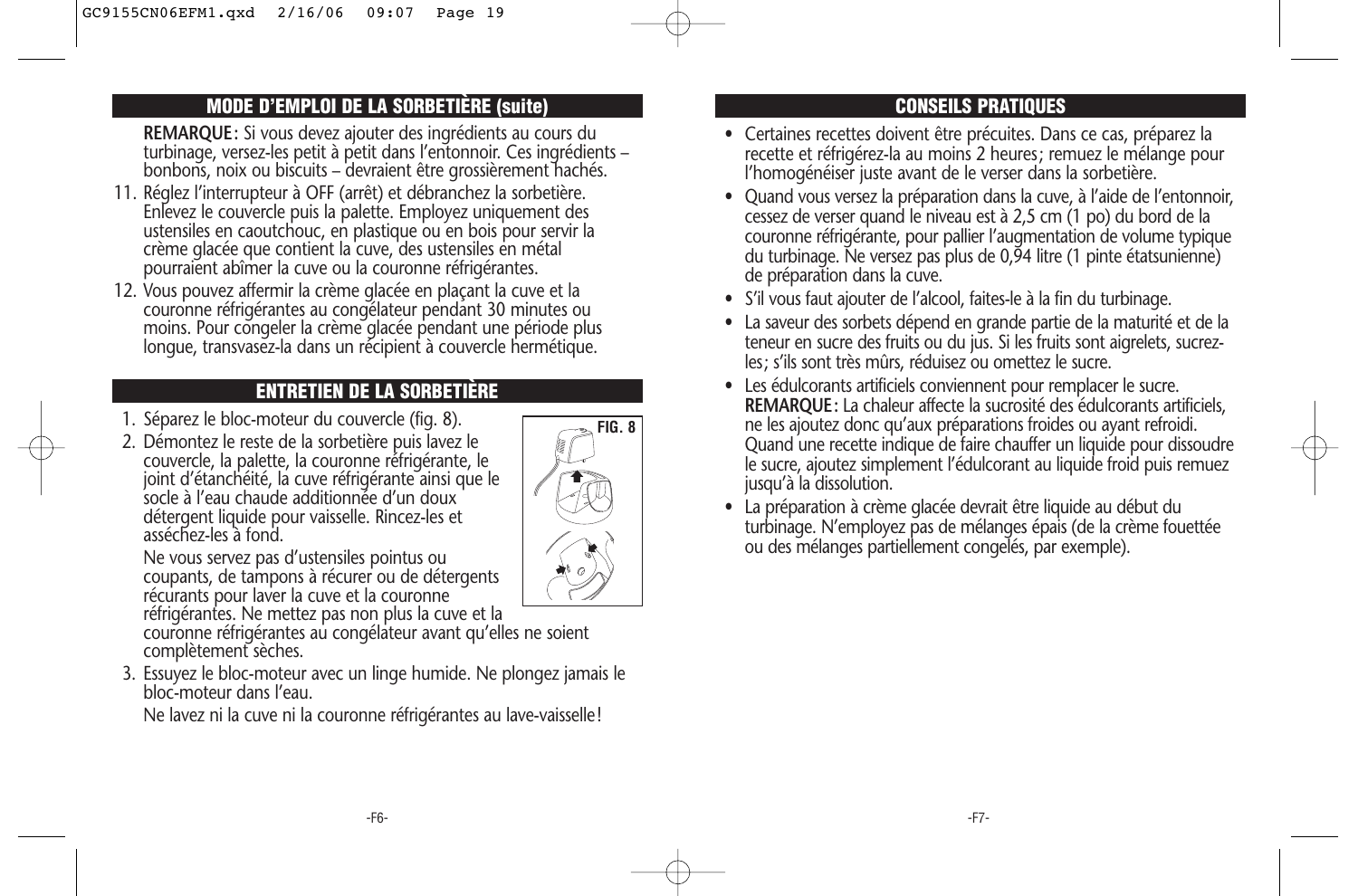## MODE D'EMPLOI DE LA SORBETIÈRE (suite)

**REMARQUE :** Si vous devez ajouter des ingrédients au cours du turbinage, versez-les petit à petit dans l'entonnoir. Ces ingrédients – bonbons, noix ou biscuits – devraient être grossièrement hachés.

11. Réglez l'interrupteur à OFF (arrêt) et débranchez la sorbetière. Enlevez le couvercle puis la palette. Employez uniquement des ustensiles en caoutchouc, en plastique ou en bois pour servir la crème glacée que contient la cuve, des ustensiles en métal pourraient abîmer la cuve ou la couronne réfrigérantes.
12. Vous pouvez affermir la crème glacée en plaçant la cuve et la couronne réfrigérantes au congélateur pendant 30 minutes ou moins. Pour congeler la crème glacée pendant une période plus longue, transvasez-la dans un récipient à couvercle hermétique.

## ENTRETIEN DE LA SORBETIÈRE

1. Séparez le bloc-moteur du couvercle (fig. 8).
2. Démontez le reste de la sorbetière puis lavez le couvercle, la palette, la couronne réfrigérante, le joint d'étanchéité, la cuve réfrigérante ainsi que le socle à l'eau chaude additionnée d'un doux détergent liquide pour vaisselle. Rincez-les et asséchez-les à fond.

   Ne vous servez pas d'ustensiles pointus ou coupants, de tampons à récurer ou de détergents récurants pour laver la cuve et la couronne réfrigérantes. Ne mettez pas non plus la cuve et la couronne réfrigérantes au congélateur avant qu'elles ne soient complètement sèches.
3. Essuyez le bloc-moteur avec un linge humide. Ne plongez jamais le bloc-moteur dans l'eau.

   Ne lavez ni la cuve ni la couronne réfrigérantes au lave-vaisselle !

FIG. 8

## CONSEILS PRATIQUES

- Certaines recettes doivent être précuites. Dans ce cas, préparez la recette et réfrigérez-la au moins 2 heures ; remuez le mélange pour l'homogénéiser juste avant de le verser dans la sorbetière.
- Quand vous versez la préparation dans la cuve, à l'aide de l'entonnoir, cessez de verser quand le niveau est à 2,5 cm (1 po) du bord de la couronne réfrigérante, pour pallier l'augmentation de volume typique du turbinage. Ne versez pas plus de 0,94 litre (1 pinte étatsunienne) de préparation dans la cuve.
- S'il vous faut ajouter de l'alcool, faites-le à la fin du turbinage.
- La saveur des sorbets dépend en grande partie de la maturité et de la teneur en sucre des fruits ou du jus. Si les fruits sont aigrelets, sucrez-les ; s'ils sont très mûrs, réduisez ou omettez le sucre.
- Les édulcorants artificiels conviennent pour remplacer le sucre. **REMARQUE :** La chaleur affecte la sucrosité des édulcorants artificiels, ne les ajoutez donc qu'aux préparations froides ou ayant refroidi. Quand une recette indique de faire chauffer un liquide pour dissoudre le sucre, ajoutez simplement l'édulcorant au liquide froid puis remuez jusqu'à la dissolution.
- La préparation à crème glacée devrait être liquide au début du turbinage. N'employez pas de mélanges épais (de la crème fouettée ou des mélanges partiellement congelés, par exemple).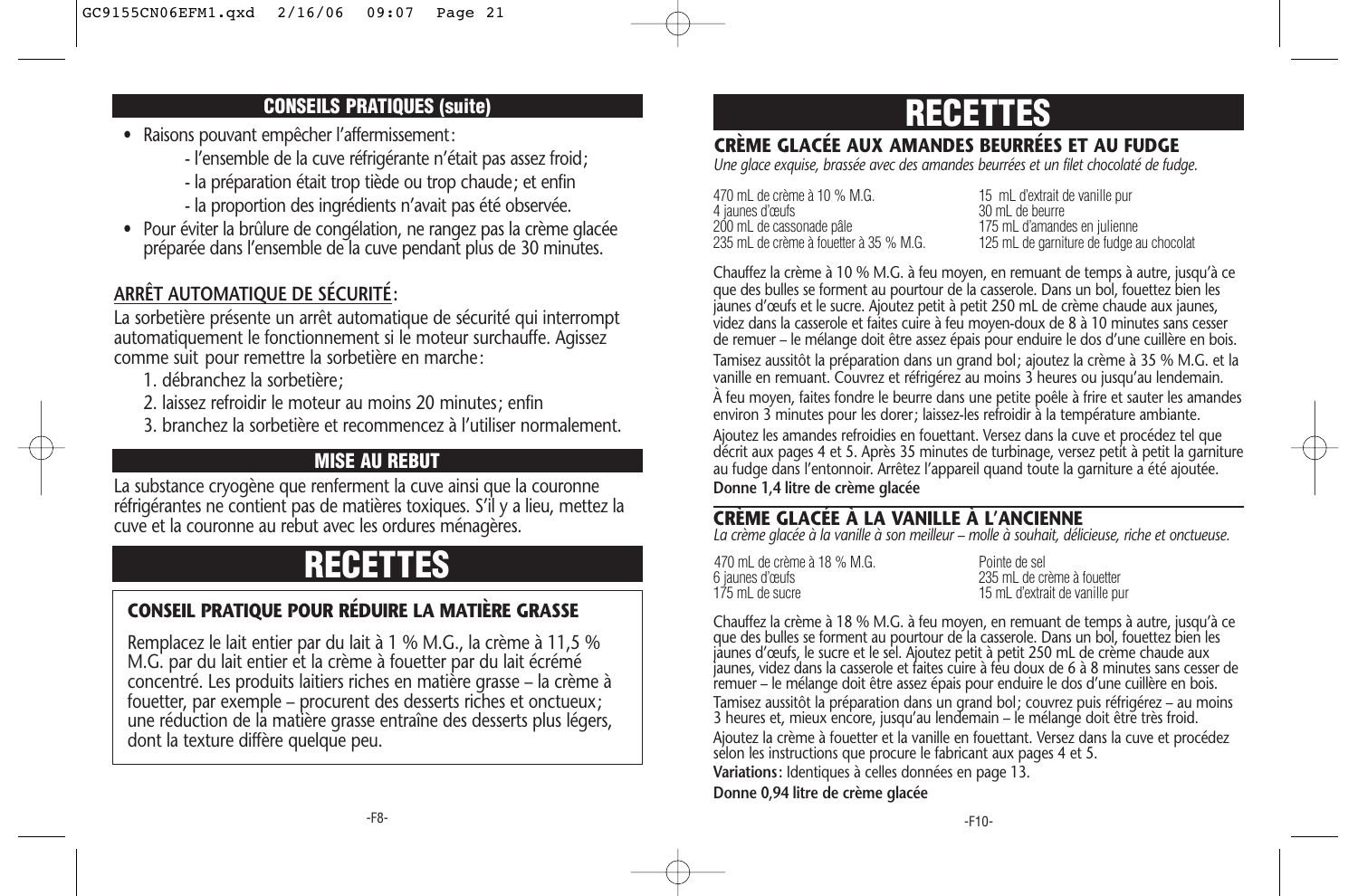## CONSEILS PRATIQUES (suite)

- Raisons pouvant empêcher l'affermissement :
  - l'ensemble de la cuve réfrigérante n'était pas assez froid;
  - la préparation était trop tiède ou trop chaude; et enfin
  - la proportion des ingrédients n'avait pas été observée.
- Pour éviter la brûlure de congélation, ne rangez pas la crème glacée préparée dans l'ensemble de la cuve pendant plus de 30 minutes.

**ARRÊT AUTOMATIQUE DE SÉCURITÉ** :

La sorbetière présente un arrêt automatique de sécurité qui interrompt automatiquement le fonctionnement si le moteur surchauffe. Agissez comme suit pour remettre la sorbetière en marche :

1. débranchez la sorbetière;
2. laissez refroidir le moteur au moins 20 minutes; enfin
3. branchez la sorbetière et recommencez à l'utiliser normalement.

## MISE AU REBUT

La substance cryogène que renferment la cuve ainsi que la couronne réfrigérantes ne contient pas de matières toxiques. S'il y a lieu, mettez la cuve et la couronne au rebut avec les ordures ménagères.

# RECETTES

### CONSEIL PRATIQUE POUR RÉDUIRE LA MATIÈRE GRASSE

Remplacez le lait entier par du lait à 1 % M.G., la crème à 11,5 % M.G. par du lait entier et la crème à fouetter par du lait écrémé concentré. Les produits laitiers riches en matière grasse – la crème à fouetter, par exemple – procurent des desserts riches et onctueux; une réduction de la matière grasse entraîne des desserts plus légers, dont la texture diffère quelque peu.

# RECETTES

### CRÈME GLACÉE AUX AMANDES BEURRÉES ET AU FUDGE

*Une glace exquise, brassée avec des amandes beurrées et un filet chocolaté de fudge.*

470 mL de crème à 10 % M.G.
4 jaunes d'œufs
200 mL de cassonade pâle
235 mL de crème à fouetter à 35 % M.G.
15 mL d'extrait de vanille pur
30 mL de beurre
175 mL d'amandes en julienne
125 mL de garniture de fudge au chocolat

Chauffez la crème à 10 % M.G. à feu moyen, en remuant de temps à autre, jusqu'à ce que des bulles se forment au pourtour de la casserole. Dans un bol, fouettez bien les jaunes d'œufs et le sucre. Ajoutez petit à petit 250 mL de crème chaude aux jaunes, videz dans la casserole et faites cuire à feu moyen-doux de 8 à 10 minutes sans cesser de remuer – le mélange doit être assez épais pour enduire le dos d'une cuillère en bois.

Tamisez aussitôt la préparation dans un grand bol; ajoutez la crème à 35 % M.G. et la vanille en remuant. Couvrez et réfrigérez au moins 3 heures ou jusqu'au lendemain.

À feu moyen, faites fondre le beurre dans une petite poêle à frire et sauter les amandes environ 3 minutes pour les dorer; laissez-les refroidir à la température ambiante.

Ajoutez les amandes refroidies en fouettant. Versez dans la cuve et procédez tel que décrit aux pages 4 et 5. Après 35 minutes de turbinage, versez petit à petit la garniture au fudge dans l'entonnoir. Arrêtez l'appareil quand toute la garniture a été ajoutée.

**Donne 1,4 litre de crème glacée**

### CRÈME GLACÉE À LA VANILLE À L'ANCIENNE

*La crème glacée à la vanille à son meilleur – molle à souhait, délicieuse, riche et onctueuse.*

470 mL de crème à 18 % M.G.
6 jaunes d'œufs
175 mL de sucre
Pointe de sel
235 mL de crème à fouetter
15 mL d'extrait de vanille pur

Chauffez la crème à 18 % M.G. à feu moyen, en remuant de temps à autre, jusqu'à ce que des bulles se forment au pourtour de la casserole. Dans un bol, fouettez bien les jaunes d'œufs, le sucre et le sel. Ajoutez petit à petit 250 mL de crème chaude aux jaunes, videz dans la casserole et faites cuire à feu doux de 6 à 8 minutes sans cesser de remuer – le mélange doit être assez épais pour enduire le dos d'une cuillère en bois.

Tamisez aussitôt la préparation dans un grand bol; couvrez puis réfrigérez – au moins 3 heures et, mieux encore, jusqu'au lendemain – le mélange doit être très froid.

Ajoutez la crème à fouetter et la vanille en fouettant. Versez dans la cuve et procédez selon les instructions que procure le fabricant aux pages 4 et 5.

**Variations :** Identiques à celles données en page 13.

**Donne 0,94 litre de crème glacée**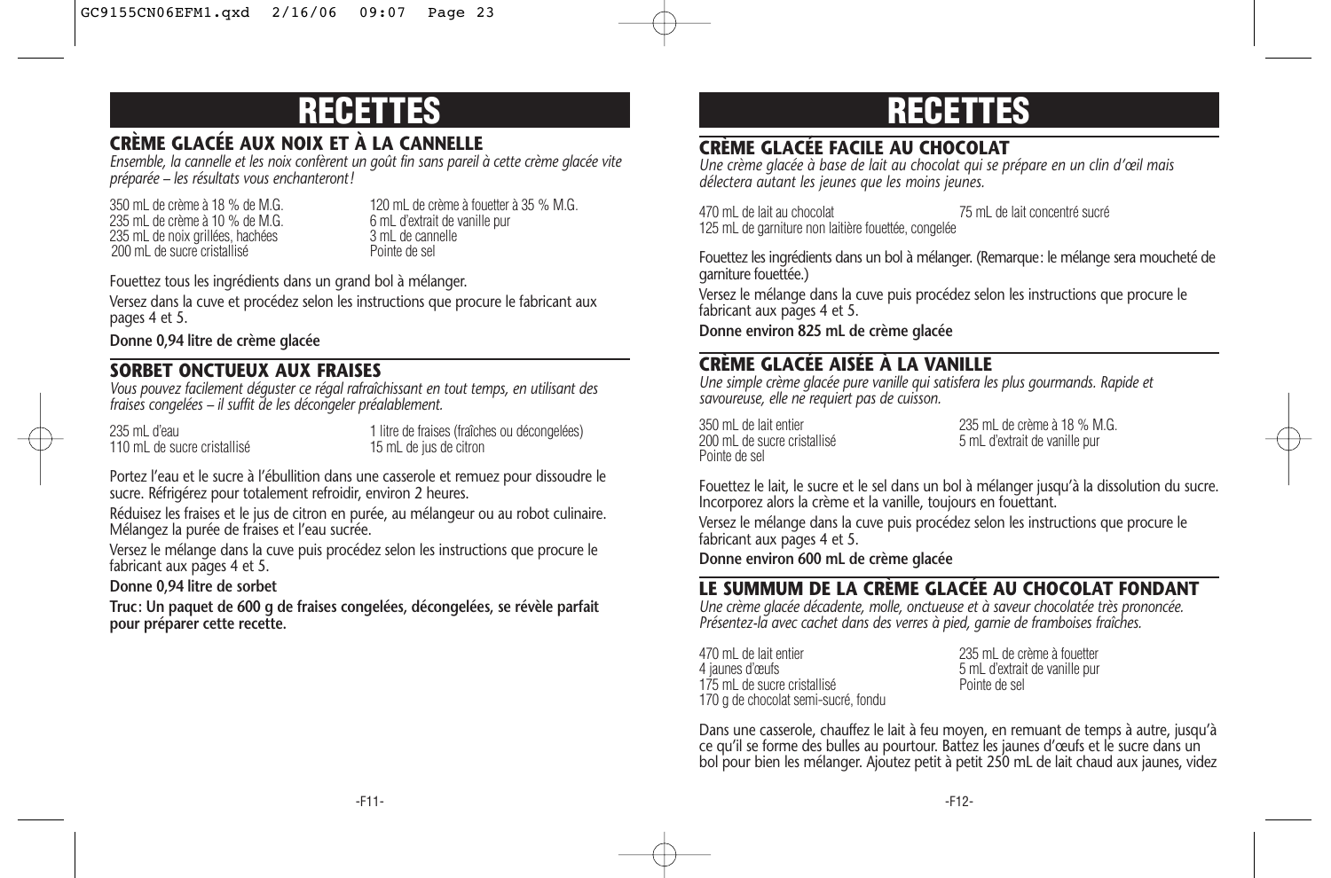# RECETTES

## CRÈME GLACÉE AUX NOIX ET À LA CANNELLE

*Ensemble, la cannelle et les noix confèrent un goût fin sans pareil à cette crème glacée vite préparée – les résultats vous enchanteront!*

350 mL de crème à 18 % de M.G.
235 mL de crème à 10 % de M.G.
235 mL de noix grillées, hachées
200 mL de sucre cristallisé
120 mL de crème à fouetter à 35 % M.G.
6 mL d'extrait de vanille pur
3 mL de cannelle
Pointe de sel

Fouettez tous les ingrédients dans un grand bol à mélanger.

Versez dans la cuve et procédez selon les instructions que procure le fabricant aux pages 4 et 5.

**Donne 0,94 litre de crème glacée**

## SORBET ONCTUEUX AUX FRAISES

*Vous pouvez facilement déguster ce régal rafraîchissant en tout temps, en utilisant des fraises congelées – il suffit de les décongeler préalablement.*

235 mL d'eau
110 mL de sucre cristallisé
1 litre de fraises (fraîches ou décongelées)
15 mL de jus de citron

Portez l'eau et le sucre à l'ébullition dans une casserole et remuez pour dissoudre le sucre. Réfrigérez pour totalement refroidir, environ 2 heures.

Réduisez les fraises et le jus de citron en purée, au mélangeur ou au robot culinaire. Mélangez la purée de fraises et l'eau sucrée.

Versez le mélange dans la cuve puis procédez selon les instructions que procure le fabricant aux pages 4 et 5.

**Donne 0,94 litre de sorbet**

**Truc: Un paquet de 600 g de fraises congelées, décongelées, se révèle parfait pour préparer cette recette.**

# RECETTES

## CRÈME GLACÉE FACILE AU CHOCOLAT

*Une crème glacée à base de lait au chocolat qui se prépare en un clin d'œil mais délectera autant les jeunes que les moins jeunes.*

470 mL de lait au chocolat
125 mL de garniture non laitière fouettée, congelée
75 mL de lait concentré sucré

Fouettez les ingrédients dans un bol à mélanger. (Remarque: le mélange sera moucheté de garniture fouettée.)

Versez le mélange dans la cuve puis procédez selon les instructions que procure le fabricant aux pages 4 et 5.

**Donne environ 825 mL de crème glacée**

## CRÈME GLACÉE AISÉE À LA VANILLE

*Une simple crème glacée pure vanille qui satisfera les plus gourmands. Rapide et savoureuse, elle ne requiert pas de cuisson.*

350 mL de lait entier
200 mL de sucre cristallisé
Pointe de sel
235 mL de crème à 18 % M.G.
5 mL d'extrait de vanille pur

Fouettez le lait, le sucre et le sel dans un bol à mélanger jusqu'à la dissolution du sucre. Incorporez alors la crème et la vanille, toujours en fouettant.

Versez le mélange dans la cuve puis procédez selon les instructions que procure le fabricant aux pages 4 et 5.

**Donne environ 600 mL de crème glacée**

## LE SUMMUM DE LA CRÈME GLACÉE AU CHOCOLAT FONDANT

*Une crème glacée décadente, molle, onctueuse et à saveur chocolatée très prononcée. Présentez-la avec cachet dans des verres à pied, garnie de framboises fraîches.*

470 mL de lait entier
4 jaunes d'œufs
175 mL de sucre cristallisé
170 g de chocolat semi-sucré, fondu
235 mL de crème à fouetter
5 mL d'extrait de vanille pur
Pointe de sel

Dans une casserole, chauffez le lait à feu moyen, en remuant de temps à autre, jusqu'à ce qu'il se forme des bulles au pourtour. Battez les jaunes d'œufs et le sucre dans un bol pour bien les mélanger. Ajoutez petit à petit 250 mL de lait chaud aux jaunes, videz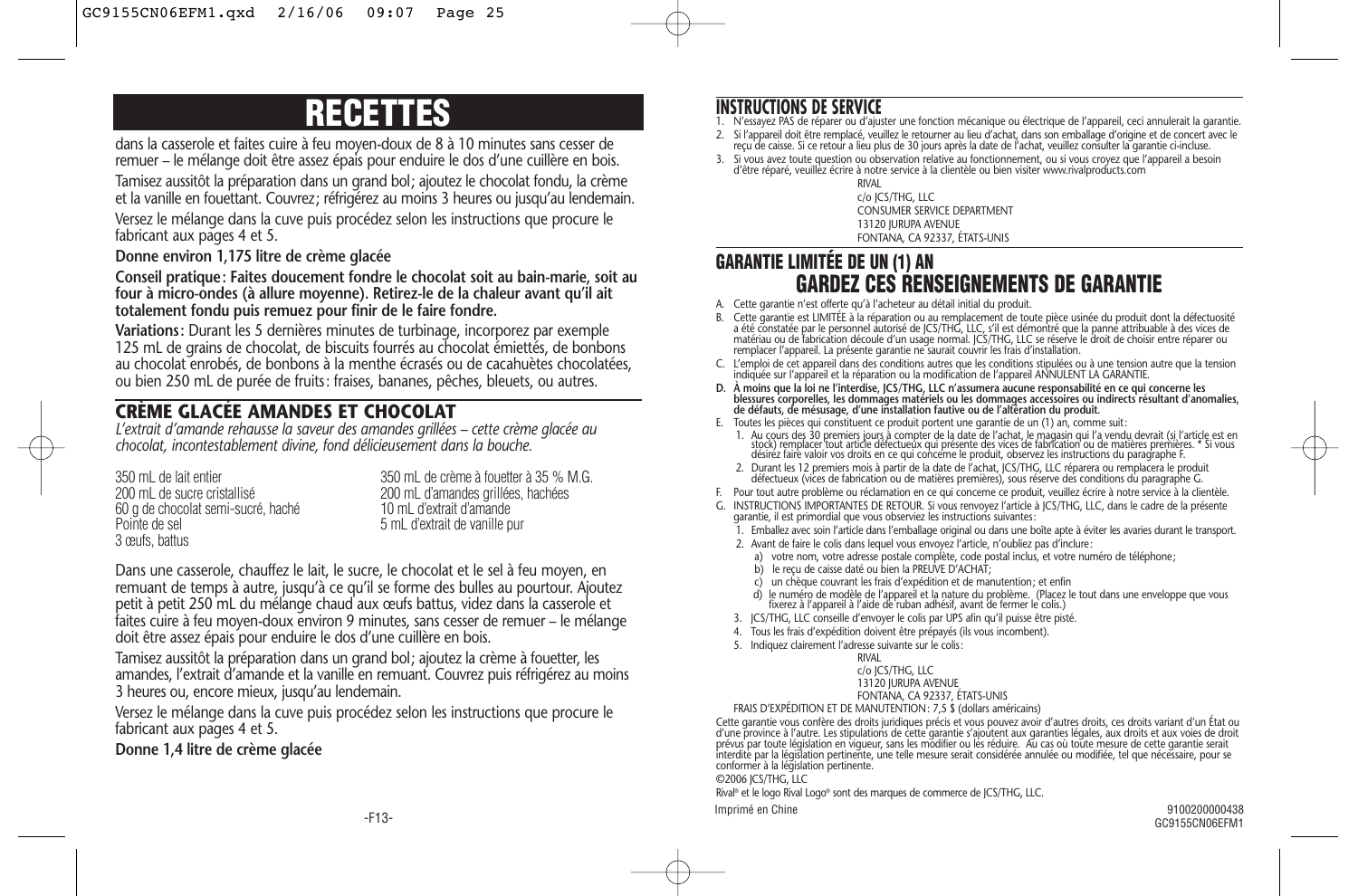# RECETTES

dans la casserole et faites cuire à feu moyen-doux de 8 à 10 minutes sans cesser de remuer – le mélange doit être assez épais pour enduire le dos d'une cuillère en bois.

Tamisez aussitôt la préparation dans un grand bol; ajoutez le chocolat fondu, la crème et la vanille en fouettant. Couvrez; réfrigérez au moins 3 heures ou jusqu'au lendemain.

Versez le mélange dans la cuve puis procédez selon les instructions que procure le fabricant aux pages 4 et 5.

**Donne environ 1,175 litre de crème glacée**

**Conseil pratique: Faites doucement fondre le chocolat soit au bain-marie, soit au four à micro-ondes (à allure moyenne). Retirez-le de la chaleur avant qu'il ait totalement fondu puis remuez pour finir de le faire fondre.**

**Variations:** Durant les 5 dernières minutes de turbinage, incorporez par exemple 125 mL de grains de chocolat, de biscuits fourrés au chocolat émiettés, de bonbons au chocolat enrobés, de bonbons à la menthe écrasés ou de cacahuètes chocolatées, ou bien 250 mL de purée de fruits: fraises, bananes, pêches, bleuets, ou autres.

## CRÈME GLACÉE AMANDES ET CHOCOLAT

*L'extrait d'amande rehausse la saveur des amandes grillées – cette crème glacée au chocolat, incontestablement divine, fond délicieusement dans la bouche.*

350 mL de lait entier
200 mL de sucre cristallisé
60 g de chocolat semi-sucré, haché
Pointe de sel
3 œufs, battus
350 mL de crème à fouetter à 35 % M.G.
200 mL d'amandes grillées, hachées
10 mL d'extrait d'amande
5 mL d'extrait de vanille pur

Dans une casserole, chauffez le lait, le sucre, le chocolat et le sel à feu moyen, en remuant de temps à autre, jusqu'à ce qu'il se forme des bulles au pourtour. Ajoutez petit à petit 250 mL du mélange chaud aux œufs battus, videz dans la casserole et faites cuire à feu moyen-doux environ 9 minutes, sans cesser de remuer – le mélange doit être assez épais pour enduire le dos d'une cuillère en bois.

Tamisez aussitôt la préparation dans un grand bol; ajoutez la crème à fouetter, les amandes, l'extrait d'amande et la vanille en remuant. Couvrez puis réfrigérez au moins 3 heures ou, encore mieux, jusqu'au lendemain.

Versez le mélange dans la cuve puis procédez selon les instructions que procure le fabricant aux pages 4 et 5.

**Donne 1,4 litre de crème glacée**

## INSTRUCTIONS DE SERVICE

1. N'essayez PAS de réparer ou d'ajuster une fonction mécanique ou électrique de l'appareil, ceci annulerait la garantie.
2. Si l'appareil doit être remplacé, veuillez le retourner au lieu d'achat, dans son emballage d'origine et de concert avec le reçu de caisse. Si ce retour a lieu plus de 30 jours après la date de l'achat, veuillez consulter la garantie ci-incluse.
3. Si vous avez toute question ou observation relative au fonctionnement, ou si vous croyez que l'appareil a besoin d'être réparé, veuillez écrire à notre service à la clientèle ou bien visiter www.rivalproducts.com

RIVAL
c/o JCS/THG, LLC
CONSUMER SERVICE DEPARTMENT
13120 JURUPA AVENUE
FONTANA, CA 92337, ÉTATS-UNIS

## GARANTIE LIMITÉE DE UN (1) AN
## GARDEZ CES RENSEIGNEMENTS DE GARANTIE

A. Cette garantie n'est offerte qu'à l'acheteur au détail initial du produit.
B. Cette garantie est LIMITÉE à la réparation ou au remplacement de toute pièce usinée du produit dont la défectuosité a été constatée par le personnel autorisé de JCS/THG, LLC, s'il est démontré que la panne attribuable à des vices de matériau ou de fabrication découle d'un usage normal. JCS/THG, LLC se réserve le droit de choisir entre réparer ou remplacer l'appareil. La présente garantie ne saurait couvrir les frais d'installation.
C. L'emploi de cet appareil dans des conditions autres que les conditions stipulées ou à une tension autre que la tension indiquée sur l'appareil et la réparation ou la modification de l'appareil ANNULENT LA GARANTIE.
D. **À moins que la loi ne l'interdise, JCS/THG, LLC n'assumera aucune responsabilité en ce qui concerne les blessures corporelles, les dommages matériels ou les dommages accessoires ou indirects résultant d'anomalies, de défauts, de mésusage, d'une installation fautive ou de l'altération du produit.**
E. Toutes les pièces qui constituent ce produit portent une garantie de un (1) an, comme suit:
   1. Au cours des 30 premiers jours à compter de la date de l'achat, le magasin qui l'a vendu devrait (si l'article est en stock) remplacer tout article défectueux qui présente des vices de fabrication ou de matières premières. * Si vous désirez faire valoir vos droits en ce qui concerne le produit, observez les instructions du paragraphe F.
   2. Durant les 12 premiers mois à partir de la date de l'achat, JCS/THG, LLC réparera ou remplacera le produit défectueux (vices de fabrication ou de matières premières), sous réserve des conditions du paragraphe G.
F. Pour tout autre problème ou réclamation en ce qui concerne ce produit, veuillez écrire à notre service à la clientèle.
G. INSTRUCTIONS IMPORTANTES DE RETOUR. Si vous renvoyez l'article à JCS/THG, LLC, dans le cadre de la présente garantie, il est primordial que vous observiez les instructions suivantes:
   1. Emballez avec soin l'article dans l'emballage original ou dans une boîte apte à éviter les avaries durant le transport.
   2. Avant de faire le colis dans lequel vous envoyez l'article, n'oubliez pas d'inclure:
      a) votre nom, votre adresse postale complète, code postal inclus, et votre numéro de téléphone;
      b) le reçu de caisse daté ou bien la PREUVE D'ACHAT;
      c) un chèque couvrant les frais d'expédition et de manutention; et enfin
      d) le numéro de modèle de l'appareil et la nature du problème. (Placez le tout dans une enveloppe que vous fixerez à l'appareil à l'aide de ruban adhésif, avant de fermer le colis.)
   3. JCS/THG, LLC conseille d'envoyer le colis par UPS afin qu'il puisse être pisté.
   4. Tous les frais d'expédition doivent être prépayés (ils vous incombent).
   5. Indiquez clairement l'adresse suivante sur le colis:

RIVAL
c/o JCS/THG, LLC
13120 JURUPA AVENUE
FONTANA, CA 92337, ÉTATS-UNIS

FRAIS D'EXPÉDITION ET DE MANUTENTION: 7,5 $ (dollars américains)

Cette garantie vous confère des droits juridiques précis et vous pouvez avoir d'autres droits, ces droits variant d'un État ou d'une province à l'autre. Les stipulations de cette garantie s'ajoutent aux garanties légales, aux droits et aux voies de droit prévus par toute législation en vigueur, sans les modifier ou les réduire. Au cas où toute mesure de cette garantie serait interdite par la législation pertinente, une telle mesure serait considérée annulée ou modifiée, tel que nécessaire, pour se conformer à la législation pertinente.

©2006 JCS/THG, LLC

Rival® et le logo Rival Logo® sont des marques de commerce de JCS/THG, LLC.

Imprimé en Chine

9100200000438
GC9155CN06EFM1